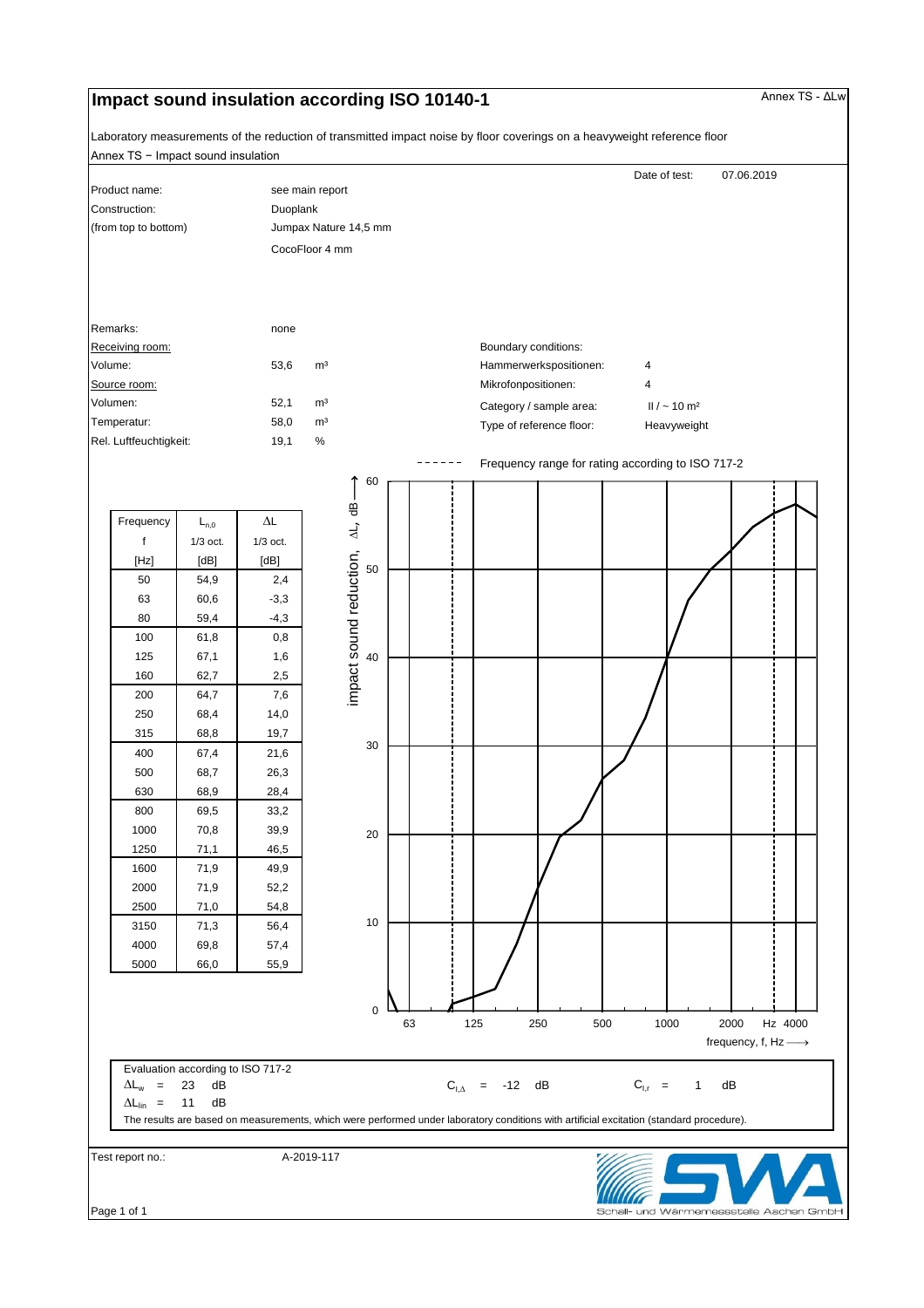# Impact sound insulation according ISO 10140-1

Annex TS - ΔLw

Laboratory measurements of the reduction of transmitted impact noise by floor coverings on a heavyweight reference floor

Annex TS − Impact sound insulation

Date of test: 07.06.2019

| | |
|---|---|
| Product name: | see main report |
| Construction: | Duoplank |
| (from top to bottom) | Jumpax Nature 14,5 mm |
| | CocoFloor 4 mm |

Remarks: none

Receiving room:

Volume: 53,6 m³

Source room:

Volumen: 52,1 m³

Temperatur: 58,0 m³

Rel. Luftfeuchtigkeit: 19,1 %

Boundary conditions:

Hammerwerkspositionen: 4

Mikrofonpositionen: 4

Category / sample area: II / ~ 10 m²

Type of reference floor: Heavyweight

| Frequency f [Hz] | $L_{n,0}$ 1/3 oct. [dB] | ΔL 1/3 oct. [dB] |
|---|---|---|
| 50 | 54,9 | 2,4 |
| 63 | 60,6 | -3,3 |
| 80 | 59,4 | -4,3 |
| 100 | 61,8 | 0,8 |
| 125 | 67,1 | 1,6 |
| 160 | 62,7 | 2,5 |
| 200 | 64,7 | 7,6 |
| 250 | 68,4 | 14,0 |
| 315 | 68,8 | 19,7 |
| 400 | 67,4 | 21,6 |
| 500 | 68,7 | 26,3 |
| 630 | 68,9 | 28,4 |
| 800 | 69,5 | 33,2 |
| 1000 | 70,8 | 39,9 |
| 1250 | 71,1 | 46,5 |
| 1600 | 71,9 | 49,9 |
| 2000 | 71,9 | 52,2 |
| 2500 | 71,0 | 54,8 |
| 3150 | 71,3 | 56,4 |
| 4000 | 69,8 | 57,4 |
| 5000 | 66,0 | 55,9 |

Frequency range for rating according to ISO 717-2

Evaluation according to ISO 717-2

$\Delta L_w$ = 23 dB  $C_{I,\Delta}$ = -12 dB  $C_{I,r}$ = 1 dB

$\Delta L_{lin}$ = 11 dB

The results are based on measurements, which were performed under laboratory conditions with artificial excitation (standard procedure).

Test report no.: A-2019-117

Schall- und Wärmemessstelle Aachen GmbH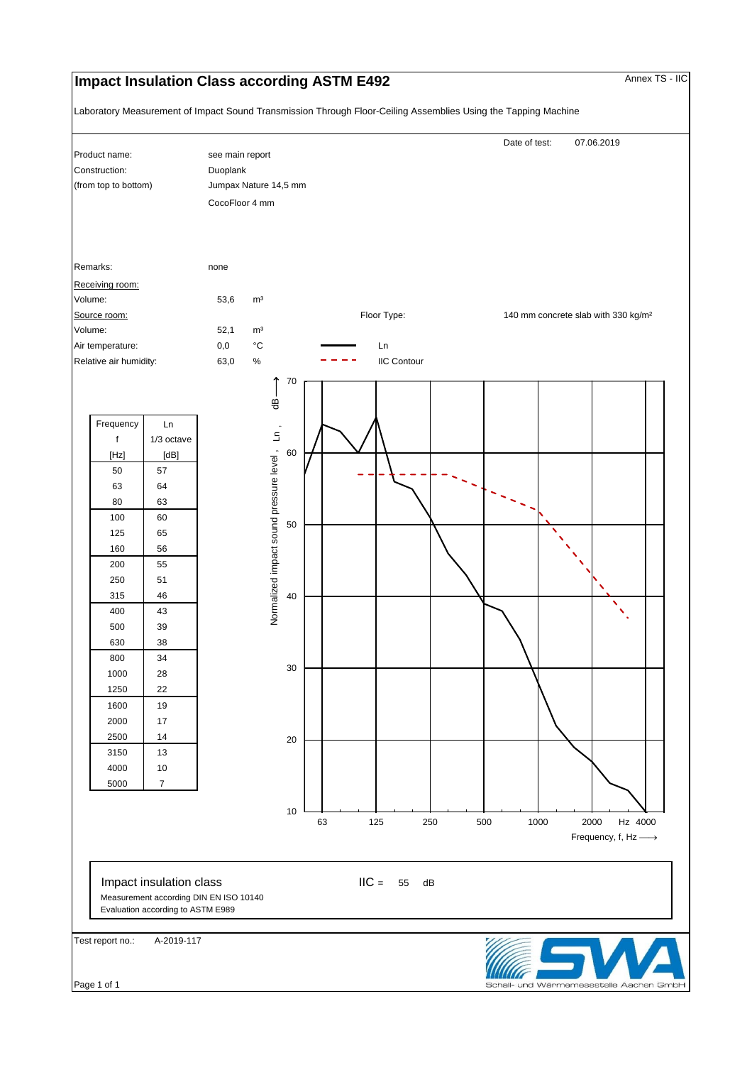# Impact Insulation Class according ASTM E492

Annex TS - IIC

Laboratory Measurement of Impact Sound Transmission Through Floor-Ceiling Assemblies Using the Tapping Machine

Date of test: 07.06.2019

| | |
|---|---|
| Product name: | see main report |
| Construction: | Duoplank |
| (from top to bottom) | Jumpax Nature 14,5 mm |
| | CocoFloor 4 mm |
| Remarks: | none |

Receiving room:

Volume: 53,6 m³

Source room:

Volume: 52,1 m³

Air temperature: 0,0 °C

Relative air humidity: 63,0 %

Floor Type: 140 mm concrete slab with 330 kg/m²

| Frequency f [Hz] | Ln 1/3 octave [dB] |
|---|---|
| 50 | 57 |
| 63 | 64 |
| 80 | 63 |
| 100 | 60 |
| 125 | 65 |
| 160 | 56 |
| 200 | 55 |
| 250 | 51 |
| 315 | 46 |
| 400 | 43 |
| 500 | 39 |
| 630 | 38 |
| 800 | 34 |
| 1000 | 28 |
| 1250 | 22 |
| 1600 | 19 |
| 2000 | 17 |
| 2500 | 14 |
| 3150 | 13 |
| 4000 | 10 |
| 5000 | 7 |

Legend: —— Ln; - - - IIC Contour

Normalized impact sound pressure level, Ln, dB ⟶ (10 to 70)

Frequency, f, Hz ⟶ (63, 125, 250, 500, 1000, 2000, 4000 Hz)

Impact insulation class

$IIC$ = 55 dB

Measurement according DIN EN ISO 10140

Evaluation according to ASTM E989

Test report no.: A-2019-117

SWA Schall- und Wärmemessstelle Aachen GmbH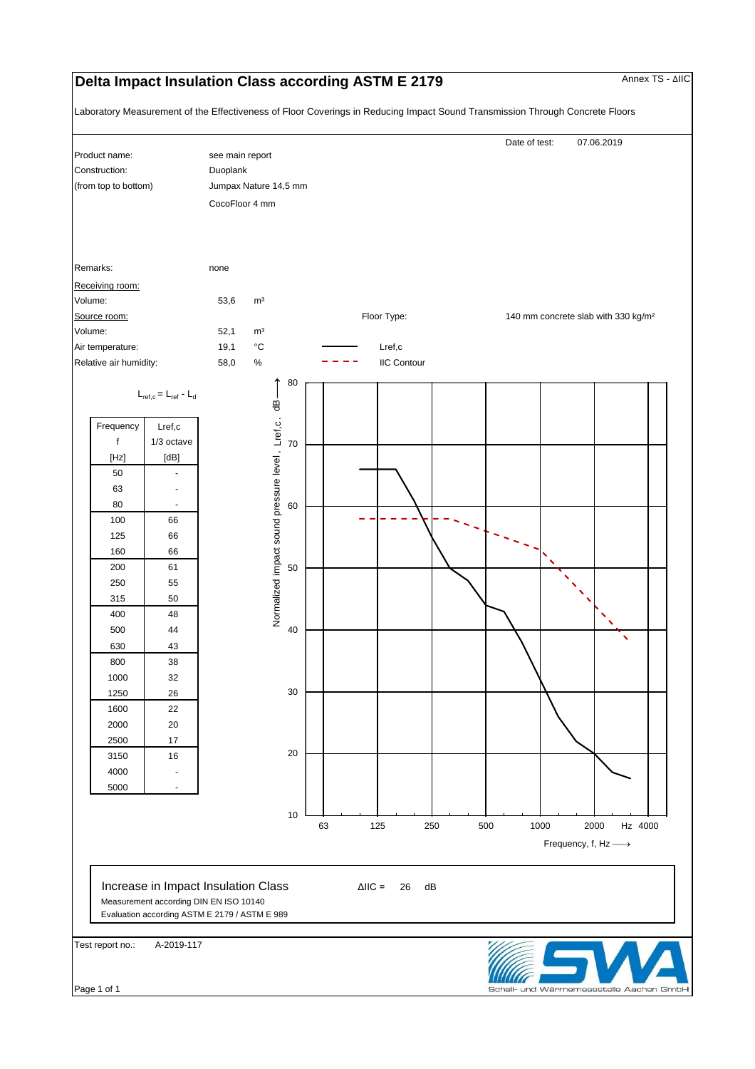# Delta Impact Insulation Class according ASTM E 2179

Annex TS - ΔIIC

Laboratory Measurement of the Effectiveness of Floor Coverings in Reducing Impact Sound Transmission Through Concrete Floors

Date of test: 07.06.2019

Product name: see main report

Construction: Duoplank

(from top to bottom) Jumpax Nature 14,5 mm

CocoFloor 4 mm

Remarks: none

Receiving room:

Volume: 53,6 m³

Source room:

Volume: 52,1 m³

Air temperature: 19,1 °C

Relative air humidity: 58,0 %

Floor Type: 140 mm concrete slab with 330 kg/m²

$L_{ref,c} = L_{ref} - L_d$

| Frequency f [Hz] | Lref,c 1/3 octave [dB] |
|---|---|
| 50 | - |
| 63 | - |
| 80 | - |
| 100 | 66 |
| 125 | 66 |
| 160 | 66 |
| 200 | 61 |
| 250 | 55 |
| 315 | 50 |
| 400 | 48 |
| 500 | 44 |
| 630 | 43 |
| 800 | 38 |
| 1000 | 32 |
| 1250 | 26 |
| 1600 | 22 |
| 2000 | 20 |
| 2500 | 17 |
| 3150 | 16 |
| 4000 | - |
| 5000 | - |

Lref,c

IIC Contour

Normalized impact sound pressure level , Lref,c , dB

80
70
60
50
40
30
20
10

63 125 250 500 1000 2000 Hz 4000

Frequency, f, Hz

Increase in Impact Insulation Class ΔIIC = 26 dB

Measurement according DIN EN ISO 10140

Evaluation according ASTM E 2179 / ASTM E 989

Test report no.: A-2019-117

SWA Schall- und Wärmemessstelle Aachen GmbH